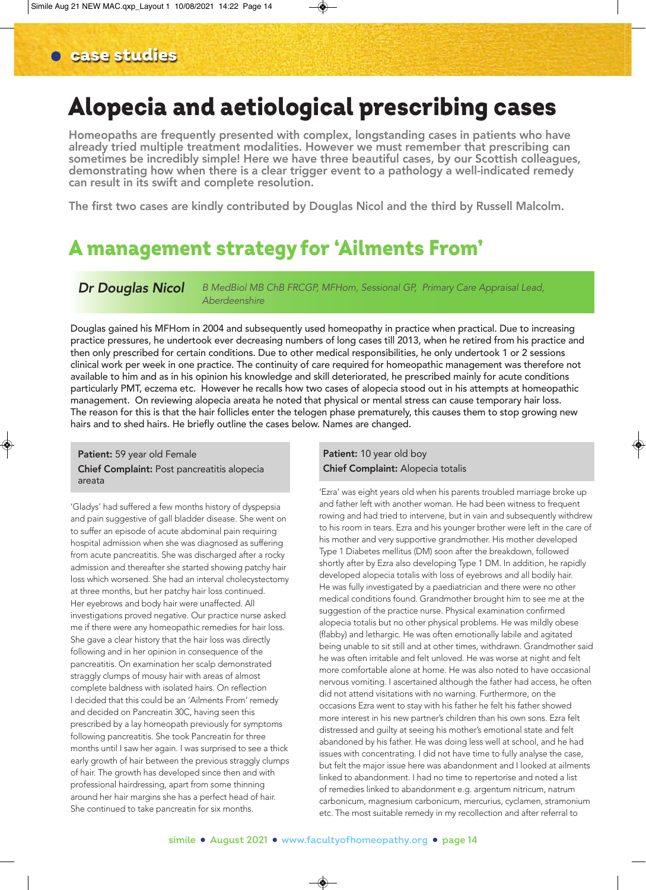## case studies

# Alopecia and aetiological prescribing cases

**Homeopaths are frequently presented with complex, longstanding cases in patients who have already tried multiple treatment modalities. However we must remember that prescribing can sometimes be incredibly simple! Here we have three beautiful cases, by our Scottish colleagues, demonstrating how when there is a clear trigger event to a pathology a well-indicated remedy can result in its swift and complete resolution.**

**The first two cases are kindly contributed by Douglas Nicol and the third by Russell Malcolm.**

## A management strategy for 'Ailments From'

***Dr Douglas Nicol*** *B MedBiol MB ChB FRCGP, MFHom, Sessional GP, Primary Care Appraisal Lead, Aberdeenshire*

Douglas gained his MFHom in 2004 and subsequently used homeopathy in practice when practical. Due to increasing practice pressures, he undertook ever decreasing numbers of long cases till 2013, when he retired from his practice and then only prescribed for certain conditions. Due to other medical responsibilities, he only undertook 1 or 2 sessions clinical work per week in one practice. The continuity of care required for homeopathic management was therefore not available to him and as in his opinion his knowledge and skill deteriorated, he prescribed mainly for acute conditions particularly PMT, eczema etc. However he recalls how two cases of alopecia stood out in his attempts at homeopathic management. On reviewing alopecia areata he noted that physical or mental stress can cause temporary hair loss. The reason for this is that the hair follicles enter the telogen phase prematurely, this causes them to stop growing new hairs and to shed hairs. He briefly outline the cases below. Names are changed.

**Patient:** 59 year old Female
**Chief Complaint:** Post pancreatitis alopecia areata

'Gladys' had suffered a few months history of dyspepsia and pain suggestive of gall bladder disease. She went on to suffer an episode of acute abdominal pain requiring hospital admission when she was diagnosed as suffering from acute pancreatitis. She was discharged after a rocky admission and thereafter she started showing patchy hair loss which worsened. She had an interval cholecystectomy at three months, but her patchy hair loss continued. Her eyebrows and body hair were unaffected. All investigations proved negative. Our practice nurse asked me if there were any homeopathic remedies for hair loss. She gave a clear history that the hair loss was directly following and in her opinion in consequence of the pancreatitis. On examination her scalp demonstrated straggly clumps of mousy hair with areas of almost complete baldness with isolated hairs. On reflection I decided that this could be an 'Ailments From' remedy and decided on Pancreatin 30C, having seen this prescribed by a lay homeopath previously for symptoms following pancreatitis. She took Pancreatin for three months until I saw her again. I was surprised to see a thick early growth of hair between the previous straggly clumps of hair. The growth has developed since then and with professional hairdressing, apart from some thinning around her hair margins she has a perfect head of hair. She continued to take pancreatin for six months.

**Patient:** 10 year old boy
**Chief Complaint:** Alopecia totalis

'Ezra' was eight years old when his parents troubled marriage broke up and father left with another woman. He had been witness to frequent rowing and had tried to intervene, but in vain and subsequently withdrew to his room in tears. Ezra and his younger brother were left in the care of his mother and very supportive grandmother. His mother developed Type 1 Diabetes mellitus (DM) soon after the breakdown, followed shortly after by Ezra also developing Type 1 DM. In addition, he rapidly developed alopecia totalis with loss of eyebrows and all bodily hair. He was fully investigated by a paediatrician and there were no other medical conditions found. Grandmother brought him to see me at the suggestion of the practice nurse. Physical examination confirmed alopecia totalis but no other physical problems. He was mildly obese (flabby) and lethargic. He was often emotionally labile and agitated being unable to sit still and at other times, withdrawn. Grandmother said he was often irritable and felt unloved. He was worse at night and felt more comfortable alone at home. He was also noted to have occasional nervous vomiting. I ascertained although the father had access, he often did not attend visitations with no warning. Furthermore, on the occasions Ezra went to stay with his father he felt his father showed more interest in his new partner's children than his own sons. Ezra felt distressed and guilty at seeing his mother's emotional state and felt abandoned by his father. He was doing less well at school, and he had issues with concentrating. I did not have time to fully analyse the case, but felt the major issue here was abandonment and I looked at ailments linked to abandonment. I had no time to repertorise and noted a list of remedies linked to abandonment e.g. argentum nitricum, natrum carbonicum, magnesium carbonicum, mercurius, cyclamen, stramonium etc. The most suitable remedy in my recollection and after referral to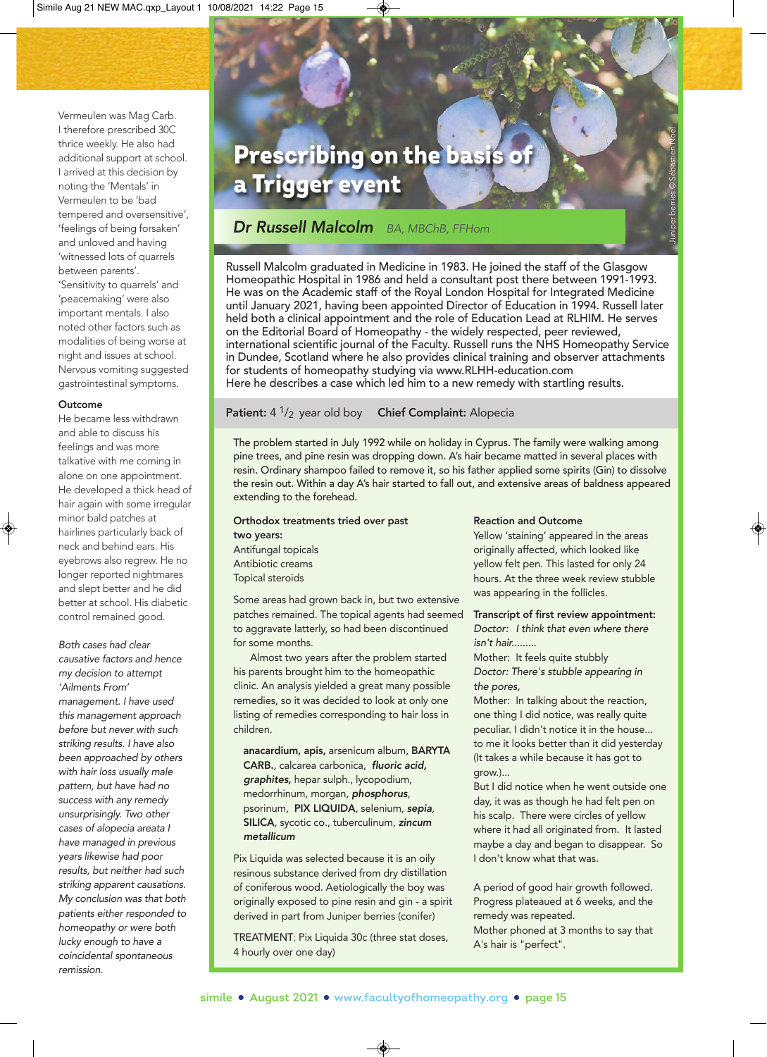Vermeulen was Mag Carb. I therefore prescribed 30C thrice weekly. He also had additional support at school. I arrived at this decision by noting the 'Mentals' in Vermeulen to be 'bad tempered and oversensitive', 'feelings of being forsaken' and unloved and having 'witnessed lots of quarrels between parents'. 'Sensitivity to quarrels' and 'peacemaking' were also important mentals. I also noted other factors such as modalities of being worse at night and issues at school. Nervous vomiting suggested gastrointestinal symptoms.

**Outcome**

He became less withdrawn and able to discuss his feelings and was more talkative with me coming in alone on one appointment. He developed a thick head of hair again with some irregular minor bald patches at hairlines particularly back of neck and behind ears. His eyebrows also regrew. He no longer reported nightmares and slept better and he did better at school. His diabetic control remained good.

*Both cases had clear causative factors and hence my decision to attempt 'Ailments From' management. I have used this management approach before but never with such striking results. I have also been approached by others with hair loss usually male pattern, but have had no success with any remedy unsurprisingly. Two other cases of alopecia areata I have managed in previous years likewise had poor results, but neither had such striking apparent causations. My conclusion was that both patients either responded to homeopathy or were both lucky enough to have a coincidental spontaneous remission.*

# Prescribing on the basis of a Trigger event

## Dr Russell Malcolm BA, MBChB, FFHom

Juniper berries © Sébastien Noël

Russell Malcolm graduated in Medicine in 1983. He joined the staff of the Glasgow Homeopathic Hospital in 1986 and held a consultant post there between 1991-1993. He was on the Academic staff of the Royal London Hospital for Integrated Medicine until January 2021, having been appointed Director of Education in 1994. Russell later held both a clinical appointment and the role of Education Lead at RLHIM. He serves on the Editorial Board of Homeopathy - the widely respected, peer reviewed, international scientific journal of the Faculty. Russell runs the NHS Homeopathy Service in Dundee, Scotland where he also provides clinical training and observer attachments for students of homeopathy studying via www.RLHH-education.com

Here he describes a case which led him to a new remedy with startling results.

**Patient:** 4 1/2 year old boy **Chief Complaint:** Alopecia

The problem started in July 1992 while on holiday in Cyprus. The family were walking among pine trees, and pine resin was dropping down. A's hair became matted in several places with resin. Ordinary shampoo failed to remove it, so his father applied some spirits (Gin) to dissolve the resin out. Within a day A's hair started to fall out, and extensive areas of baldness appeared extending to the forehead.

**Orthodox treatments tried over past two years:**

Antifungal topicals
Antibiotic creams
Topical steroids

Some areas had grown back in, but two extensive patches remained. The topical agents had seemed to aggravate latterly, so had been discontinued for some months.

Almost two years after the problem started his parents brought him to the homeopathic clinic. An analysis yielded a great many possible remedies, so it was decided to look at only one listing of remedies corresponding to hair loss in children.

**anacardium, apis,** arsenicum album, **BARYTA CARB.**, calcarea carbonica, ***fluoric acid, graphites,*** hepar sulph., lycopodium, medorrhinum, morgan, ***phosphorus***, psorinum, **PIX LIQUIDA**, selenium, ***sepia***, **SILICA**, sycotic co., tuberculinum, ***zincum metallicum***

Pix Liquida was selected because it is an oily resinous substance derived from dry distillation of coniferous wood. Aetiologically the boy was originally exposed to pine resin and gin - a spirit derived in part from Juniper berries (conifer)

TREATMENT: Pix Liquida 30c (three stat doses, 4 hourly over one day)

**Reaction and Outcome**

Yellow 'staining' appeared in the areas originally affected, which looked like yellow felt pen. This lasted for only 24 hours. At the three week review stubble was appearing in the follicles.

**Transcript of first review appointment:**

*Doctor: I think that even where there isn't hair.........*

Mother: It feels quite stubbly

*Doctor: There's stubble appearing in the pores,*

Mother: In talking about the reaction, one thing I did notice, was really quite peculiar. I didn't notice it in the house... to me it looks better than it did yesterday (It takes a while because it has got to grow.)...

But I did notice when he went outside one day, it was as though he had felt pen on his scalp. There were circles of yellow where it had all originated from. It lasted maybe a day and began to disappear. So I don't know what that was.

A period of good hair growth followed. Progress plateaued at 6 weeks, and the remedy was repeated.

Mother phoned at 3 months to say that A's hair is "perfect".